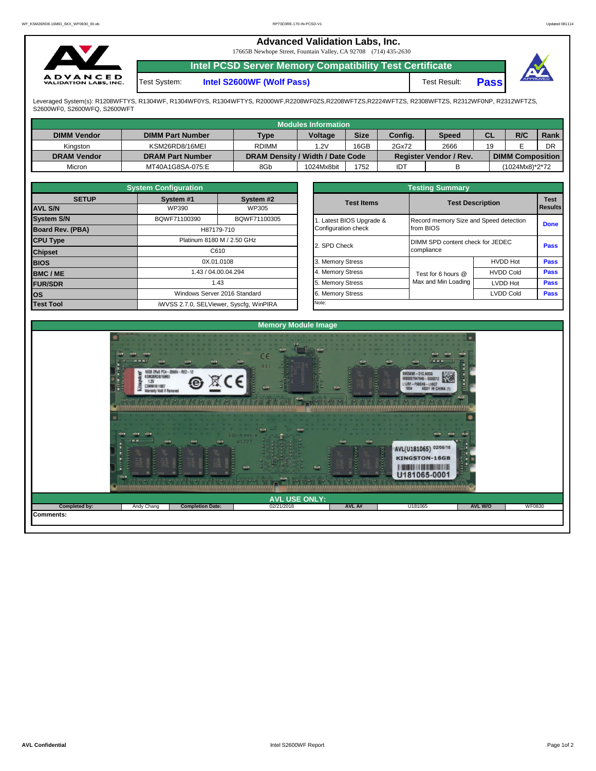# Advanced Validation Labs, Inc.

17665B Newhope Street, Fountain Valley, CA 92708 (714) 435-2630

## Intel PCSD Server Memory Compatibility Test Certificate

Test System: **Intel S2600WF (Wolf Pass)** Test Result: **Pass**

Leveraged System(s): R1208WFTYS, R1304WF, R1304WF0YS, R1304WFTYS, R2000WF,R2208WF0ZS,R2208WFTZS,R2224WFTZS, R2308WFTZS, R2312WF0NP, R2312WFTZS, S2600WF0, S2600WFQ, S2600WFT

### Modules Information

| DIMM Vendor | DIMM Part Number | Type | Voltage | Size | Config. | Speed | CL | R/C | Rank |
|---|---|---|---|---|---|---|---|---|---|
| Kingston | KSM26RD8/16MEI | RDIMM | 1.2V | 16GB | 2Gx72 | 2666 | 19 | E | DR |
| **DRAM Vendor** | **DRAM Part Number** | **DRAM Density / Width / Date Code** | | | **Register Vendor / Rev.** | | **DIMM Composition** | | |
| Micron | MT40A1G8SA-075:E | 8Gb | 1024Mx8bit | 1752 | IDT | B | (1024Mx8)*2*72 | | |

### System Configuration

| SETUP | System #1 | System #2 |
|---|---|---|
| AVL S/N | WP390 | WP305 |
| System S/N | BQWF71100390 | BQWF71100305 |
| Board Rev. (PBA) | H87179-710 | |
| CPU Type | Platinum 8180 M / 2.50 GHz | |
| Chipset | C610 | |
| BIOS | 0X.01.0108 | |
| BMC / ME | 1.43 / 04.00.04.294 | |
| FUR/SDR | 1.43 | |
| OS | Windows Server 2016 Standard | |
| Test Tool | iWVSS 2.7.0, SELViewer, Syscfg, WinPIRA | |

### Testing Summary

| Test Items | Test Description | | Test Results |
|---|---|---|---|
| 1. Latest BIOS Upgrade & Configuration check | Record memory Size and Speed detection from BIOS | | Done |
| 2. SPD Check | DIMM SPD content check for JEDEC compliance | | Pass |
| 3. Memory Stress | Test for 6 hours @ Max and Min Loading | HVDD Hot | Pass |
| 4. Memory Stress | | HVDD Cold | Pass |
| 5. Memory Stress | | LVDD Hot | Pass |
| 6. Memory Stress | | LVDD Cold | Pass |
| Note: | | | |

### Memory Module Image

### AVL USE ONLY:

| Completed by: | Andy Chang | Completion Date: | 02/21/2018 | AVL A# | U181065 | AVL W/O | WF0830 |
|---|---|---|---|---|---|---|---|

**Comments:**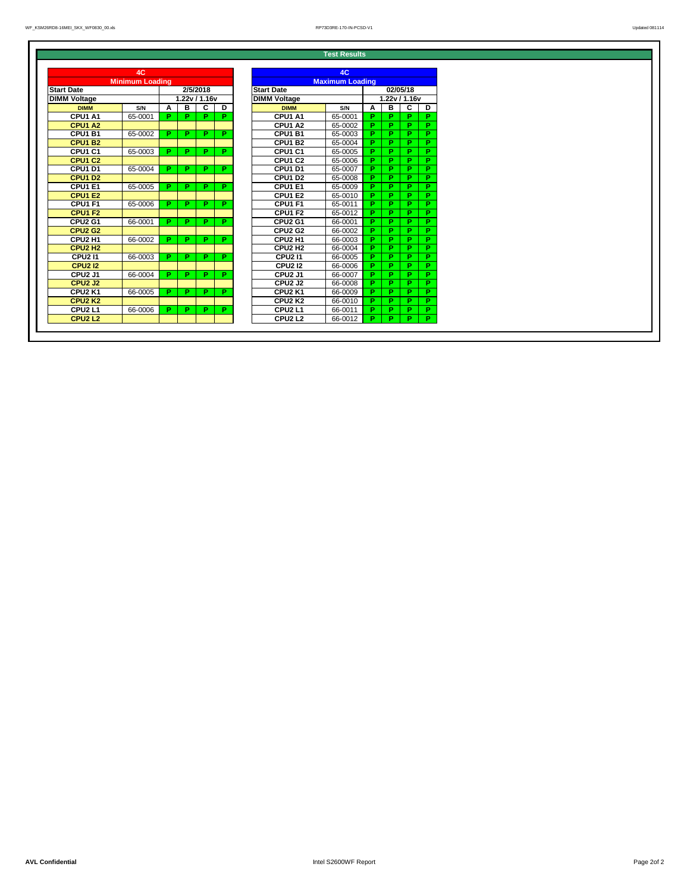## Test Results

| 4C Minimum Loading | | | | | |
|---|---|---|---|---|---|
| Start Date | | 2/5/2018 | | | |
| DIMM Voltage | | 1.22v / 1.16v | | | |
| DIMM | S/N | A | B | C | D |
| CPU1 A1 | 65-0001 | P | P | P | P |
| CPU1 A2 | | | | | |
| CPU1 B1 | 65-0002 | P | P | P | P |
| CPU1 B2 | | | | | |
| CPU1 C1 | 65-0003 | P | P | P | P |
| CPU1 C2 | | | | | |
| CPU1 D1 | 65-0004 | P | P | P | P |
| CPU1 D2 | | | | | |
| CPU1 E1 | 65-0005 | P | P | P | P |
| CPU1 E2 | | | | | |
| CPU1 F1 | 65-0006 | P | P | P | P |
| CPU1 F2 | | | | | |
| CPU2 G1 | 66-0001 | P | P | P | P |
| CPU2 G2 | | | | | |
| CPU2 H1 | 66-0002 | P | P | P | P |
| CPU2 H2 | | | | | |
| CPU2 I1 | 66-0003 | P | P | P | P |
| CPU2 I2 | | | | | |
| CPU2 J1 | 66-0004 | P | P | P | P |
| CPU2 J2 | | | | | |
| CPU2 K1 | 66-0005 | P | P | P | P |
| CPU2 K2 | | | | | |
| CPU2 L1 | 66-0006 | P | P | P | P |
| CPU2 L2 | | | | | |

| 4C Maximum Loading | | | | | |
|---|---|---|---|---|---|
| Start Date | | 02/05/18 | | | |
| DIMM Voltage | | 1.22v / 1.16v | | | |
| DIMM | S/N | A | B | C | D |
| CPU1 A1 | 65-0001 | P | P | P | P |
| CPU1 A2 | 65-0002 | P | P | P | P |
| CPU1 B1 | 65-0003 | P | P | P | P |
| CPU1 B2 | 65-0004 | P | P | P | P |
| CPU1 C1 | 65-0005 | P | P | P | P |
| CPU1 C2 | 65-0006 | P | P | P | P |
| CPU1 D1 | 65-0007 | P | P | P | P |
| CPU1 D2 | 65-0008 | P | P | P | P |
| CPU1 E1 | 65-0009 | P | P | P | P |
| CPU1 E2 | 65-0010 | P | P | P | P |
| CPU1 F1 | 65-0011 | P | P | P | P |
| CPU1 F2 | 65-0012 | P | P | P | P |
| CPU2 G1 | 66-0001 | P | P | P | P |
| CPU2 G2 | 66-0002 | P | P | P | P |
| CPU2 H1 | 66-0003 | P | P | P | P |
| CPU2 H2 | 66-0004 | P | P | P | P |
| CPU2 I1 | 66-0005 | P | P | P | P |
| CPU2 I2 | 66-0006 | P | P | P | P |
| CPU2 J1 | 66-0007 | P | P | P | P |
| CPU2 J2 | 66-0008 | P | P | P | P |
| CPU2 K1 | 66-0009 | P | P | P | P |
| CPU2 K2 | 66-0010 | P | P | P | P |
| CPU2 L1 | 66-0011 | P | P | P | P |
| CPU2 L2 | 66-0012 | P | P | P | P |